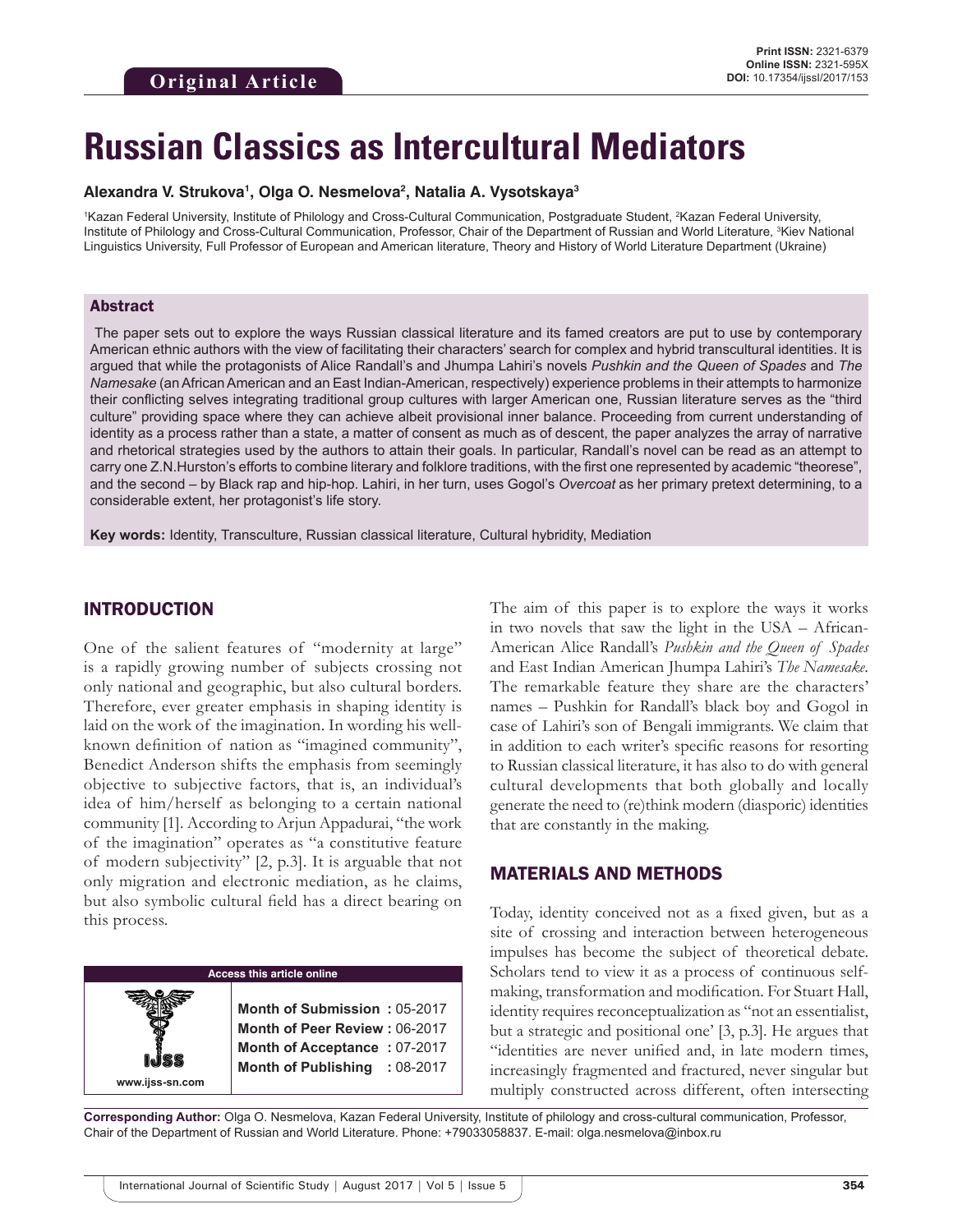Original Article

# Russian Classics as Intercultural Mediators

**Alexandra V. Strukova[1], Olga O. Nesmelova[2], Natalia A. Vysotskaya[3]**

[1]Kazan Federal University, Institute of Philology and Cross-Cultural Communication, Postgraduate Student, [2]Kazan Federal University, Institute of Philology and Cross-Cultural Communication, Professor, Chair of the Department of Russian and World Literature, [3]Kiev National Linguistics University, Full Professor of European and American literature, Theory and History of World Literature Department (Ukraine)

## Abstract

The paper sets out to explore the ways Russian classical literature and its famed creators are put to use by contemporary American ethnic authors with the view of facilitating their characters' search for complex and hybrid transcultural identities. It is argued that while the protagonists of Alice Randall's and Jhumpa Lahiri's novels *Pushkin and the Queen of Spades* and *The Namesake* (an African American and an East Indian-American, respectively) experience problems in their attempts to harmonize their conflicting selves integrating traditional group cultures with larger American one, Russian literature serves as the "third culture" providing space where they can achieve albeit provisional inner balance. Proceeding from current understanding of identity as a process rather than a state, a matter of consent as much as of descent, the paper analyzes the array of narrative and rhetorical strategies used by the authors to attain their goals. In particular, Randall's novel can be read as an attempt to carry one Z.N.Hurston's efforts to combine literary and folklore traditions, with the first one represented by academic "theorese", and the second – by Black rap and hip-hop. Lahiri, in her turn, uses Gogol's *Overcoat* as her primary pretext determining, to a considerable extent, her protagonist's life story.

**Key words:** Identity, Transculture, Russian classical literature, Cultural hybridity, Mediation

## INTRODUCTION

One of the salient features of "modernity at large" is a rapidly growing number of subjects crossing not only national and geographic, but also cultural borders. Therefore, ever greater emphasis in shaping identity is laid on the work of the imagination. In wording his well-known definition of nation as "imagined community", Benedict Anderson shifts the emphasis from seemingly objective to subjective factors, that is, an individual's idea of him/herself as belonging to a certain national community [1]. According to Arjun Appadurai, "the work of the imagination" operates as "a constitutive feature of modern subjectivity" [2, p.3]. It is arguable that not only migration and electronic mediation, as he claims, but also symbolic cultural field has a direct bearing on this process.

| Access this article online | |
|---|---|
| www.ijss-sn.com | **Month of Submission :** 05-2017<br>**Month of Peer Review :** 06-2017<br>**Month of Acceptance :** 07-2017<br>**Month of Publishing :** 08-2017 |

The aim of this paper is to explore the ways it works in two novels that saw the light in the USA – African-American Alice Randall's *Pushkin and the Queen of Spades* and East Indian American Jhumpa Lahiri's *The Namesake*. The remarkable feature they share are the characters' names – Pushkin for Randall's black boy and Gogol in case of Lahiri's son of Bengali immigrants. We claim that in addition to each writer's specific reasons for resorting to Russian classical literature, it has also to do with general cultural developments that both globally and locally generate the need to (re)think modern (diasporic) identities that are constantly in the making.

## MATERIALS AND METHODS

Today, identity conceived not as a fixed given, but as a site of crossing and interaction between heterogeneous impulses has become the subject of theoretical debate. Scholars tend to view it as a process of continuous self-making, transformation and modification. For Stuart Hall, identity requires reconceptualization as "not an essentialist, but a strategic and positional one' [3, p.3]. He argues that "identities are never unified and, in late modern times, increasingly fragmented and fractured, never singular but multiply constructed across different, often intersecting

**Corresponding Author:** Olga O. Nesmelova, Kazan Federal University, Institute of philology and cross-cultural communication, Professor, Chair of the Department of Russian and World Literature. Phone: +79033058837. E-mail: olga.nesmelova@inbox.ru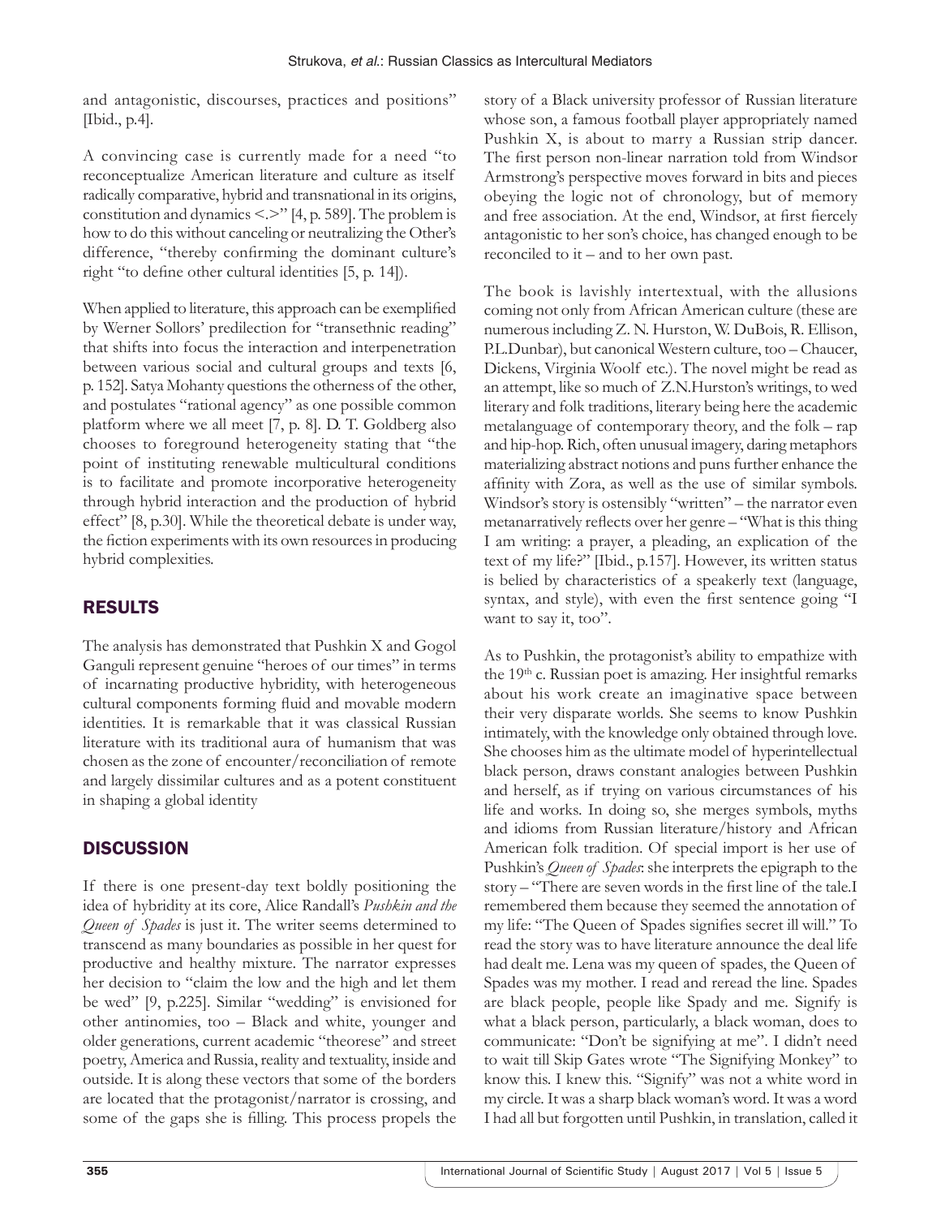and antagonistic, discourses, practices and positions" [Ibid., p.4].

A convincing case is currently made for a need "to reconceptualize American literature and culture as itself radically comparative, hybrid and transnational in its origins, constitution and dynamics <.>" [4, p. 589]. The problem is how to do this without canceling or neutralizing the Other's difference, "thereby confirming the dominant culture's right "to define other cultural identities [5, p. 14]).

When applied to literature, this approach can be exemplified by Werner Sollors' predilection for "transethnic reading" that shifts into focus the interaction and interpenetration between various social and cultural groups and texts [6, p. 152]. Satya Mohanty questions the otherness of the other, and postulates "rational agency" as one possible common platform where we all meet [7, p. 8]. D. T. Goldberg also chooses to foreground heterogeneity stating that "the point of instituting renewable multicultural conditions is to facilitate and promote incorporative heterogeneity through hybrid interaction and the production of hybrid effect" [8, p.30]. While the theoretical debate is under way, the fiction experiments with its own resources in producing hybrid complexities.

## RESULTS

The analysis has demonstrated that Pushkin X and Gogol Ganguli represent genuine "heroes of our times" in terms of incarnating productive hybridity, with heterogeneous cultural components forming fluid and movable modern identities. It is remarkable that it was classical Russian literature with its traditional aura of humanism that was chosen as the zone of encounter/reconciliation of remote and largely dissimilar cultures and as a potent constituent in shaping a global identity

## DISCUSSION

If there is one present-day text boldly positioning the idea of hybridity at its core, Alice Randall's *Pushkin and the Queen of Spades* is just it. The writer seems determined to transcend as many boundaries as possible in her quest for productive and healthy mixture. The narrator expresses her decision to "claim the low and the high and let them be wed" [9, p.225]. Similar "wedding" is envisioned for other antinomies, too – Black and white, younger and older generations, current academic "theorese" and street poetry, America and Russia, reality and textuality, inside and outside. It is along these vectors that some of the borders are located that the protagonist/narrator is crossing, and some of the gaps she is filling. This process propels the story of a Black university professor of Russian literature whose son, a famous football player appropriately named Pushkin X, is about to marry a Russian strip dancer. The first person non-linear narration told from Windsor Armstrong's perspective moves forward in bits and pieces obeying the logic not of chronology, but of memory and free association. At the end, Windsor, at first fiercely antagonistic to her son's choice, has changed enough to be reconciled to it – and to her own past.

The book is lavishly intertextual, with the allusions coming not only from African American culture (these are numerous including Z. N. Hurston, W. DuBois, R. Ellison, P.L.Dunbar), but canonical Western culture, too – Chaucer, Dickens, Virginia Woolf etc.). The novel might be read as an attempt, like so much of Z.N.Hurston's writings, to wed literary and folk traditions, literary being here the academic metalanguage of contemporary theory, and the folk – rap and hip-hop. Rich, often unusual imagery, daring metaphors materializing abstract notions and puns further enhance the affinity with Zora, as well as the use of similar symbols. Windsor's story is ostensibly "written" – the narrator even metanarratively reflects over her genre – "What is this thing I am writing: a prayer, a pleading, an explication of the text of my life?" [Ibid., p.157]. However, its written status is belied by characteristics of a speakerly text (language, syntax, and style), with even the first sentence going "I want to say it, too".

As to Pushkin, the protagonist's ability to empathize with the 19th c. Russian poet is amazing. Her insightful remarks about his work create an imaginative space between their very disparate worlds. She seems to know Pushkin intimately, with the knowledge only obtained through love. She chooses him as the ultimate model of hyperintellectual black person, draws constant analogies between Pushkin and herself, as if trying on various circumstances of his life and works. In doing so, she merges symbols, myths and idioms from Russian literature/history and African American folk tradition. Of special import is her use of Pushkin's *Queen of Spades*: she interprets the epigraph to the story – "There are seven words in the first line of the tale.I remembered them because they seemed the annotation of my life: "The Queen of Spades signifies secret ill will." To read the story was to have literature announce the deal life had dealt me. Lena was my queen of spades, the Queen of Spades was my mother. I read and reread the line. Spades are black people, people like Spady and me. Signify is what a black person, particularly, a black woman, does to communicate: "Don't be signifying at me". I didn't need to wait till Skip Gates wrote "The Signifying Monkey" to know this. I knew this. "Signify" was not a white word in my circle. It was a sharp black woman's word. It was a word I had all but forgotten until Pushkin, in translation, called it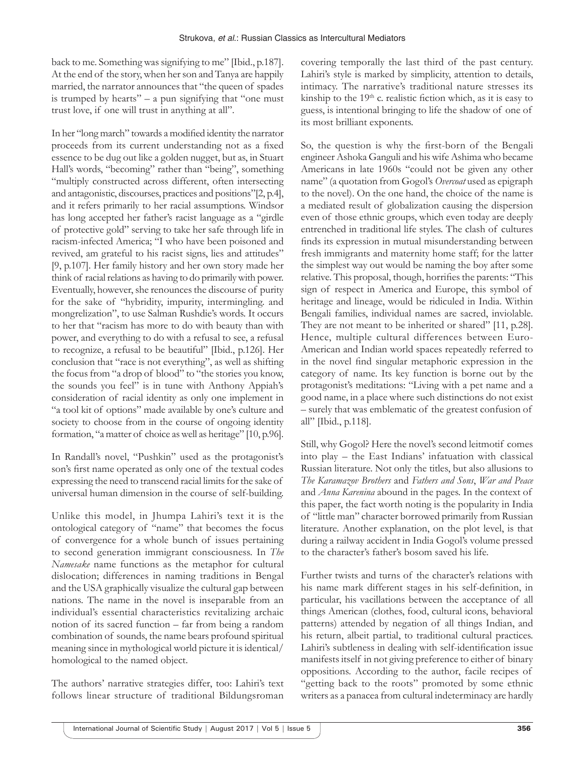back to me. Something was signifying to me" [Ibid., p.187]. At the end of the story, when her son and Tanya are happily married, the narrator announces that "the queen of spades is trumped by hearts" – a pun signifying that "one must trust love, if one will trust in anything at all".

In her "long march" towards a modified identity the narrator proceeds from its current understanding not as a fixed essence to be dug out like a golden nugget, but as, in Stuart Hall's words, "becoming" rather than "being", something "multiply constructed across different, often intersecting and antagonistic, discourses, practices and positions"[2, p.4], and it refers primarily to her racial assumptions. Windsor has long accepted her father's racist language as a "girdle of protective gold" serving to take her safe through life in racism-infected America; "I who have been poisoned and revived, am grateful to his racist signs, lies and attitudes" [9, p.107]. Her family history and her own story made her think of racial relations as having to do primarily with power. Eventually, however, she renounces the discourse of purity for the sake of "hybridity, impurity, intermingling. and mongrelization", to use Salman Rushdie's words. It occurs to her that "racism has more to do with beauty than with power, and everything to do with a refusal to see, a refusal to recognize, a refusal to be beautiful" [Ibid., p.126]. Her conclusion that "race is not everything", as well as shifting the focus from "a drop of blood" to "the stories you know, the sounds you feel" is in tune with Anthony Appiah's consideration of racial identity as only one implement in "a tool kit of options" made available by one's culture and society to choose from in the course of ongoing identity formation, "a matter of choice as well as heritage" [10, p.96].

In Randall's novel, "Pushkin" used as the protagonist's son's first name operated as only one of the textual codes expressing the need to transcend racial limits for the sake of universal human dimension in the course of self-building.

Unlike this model, in Jhumpa Lahiri's text it is the ontological category of "name" that becomes the focus of convergence for a whole bunch of issues pertaining to second generation immigrant consciousness. In *The Namesake* name functions as the metaphor for cultural dislocation; differences in naming traditions in Bengal and the USA graphically visualize the cultural gap between nations. The name in the novel is inseparable from an individual's essential characteristics revitalizing archaic notion of its sacred function – far from being a random combination of sounds, the name bears profound spiritual meaning since in mythological world picture it is identical/homological to the named object.

The authors' narrative strategies differ, too: Lahiri's text follows linear structure of traditional Bildungsroman covering temporally the last third of the past century. Lahiri's style is marked by simplicity, attention to details, intimacy. The narrative's traditional nature stresses its kinship to the 19th c. realistic fiction which, as it is easy to guess, is intentional bringing to life the shadow of one of its most brilliant exponents.

So, the question is why the first-born of the Bengali engineer Ashoka Ganguli and his wife Ashima who became Americans in late 1960s "could not be given any other name" (a quotation from Gogol's *Overcoat* used as epigraph to the novel). On the one hand, the choice of the name is a mediated result of globalization causing the dispersion even of those ethnic groups, which even today are deeply entrenched in traditional life styles. The clash of cultures finds its expression in mutual misunderstanding between fresh immigrants and maternity home staff; for the latter the simplest way out would be naming the boy after some relative. This proposal, though, horrifies the parents: "This sign of respect in America and Europe, this symbol of heritage and lineage, would be ridiculed in India. Within Bengali families, individual names are sacred, inviolable. They are not meant to be inherited or shared" [11, p.28]. Hence, multiple cultural differences between Euro-American and Indian world spaces repeatedly referred to in the novel find singular metaphoric expression in the category of name. Its key function is borne out by the protagonist's meditations: "Living with a pet name and a good name, in a place where such distinctions do not exist – surely that was emblematic of the greatest confusion of all" [Ibid., p.118].

Still, why Gogol? Here the novel's second leitmotif comes into play – the East Indians' infatuation with classical Russian literature. Not only the titles, but also allusions to *The Karamazov Brothers* and *Fathers and Sons*, *War and Peace* and *Anna Karenina* abound in the pages. In the context of this paper, the fact worth noting is the popularity in India of "little man" character borrowed primarily from Russian literature. Another explanation, on the plot level, is that during a railway accident in India Gogol's volume pressed to the character's father's bosom saved his life.

Further twists and turns of the character's relations with his name mark different stages in his self-definition, in particular, his vacillations between the acceptance of all things American (clothes, food, cultural icons, behavioral patterns) attended by negation of all things Indian, and his return, albeit partial, to traditional cultural practices. Lahiri's subtleness in dealing with self-identification issue manifests itself in not giving preference to either of binary oppositions. According to the author, facile recipes of "getting back to the roots" promoted by some ethnic writers as a panacea from cultural indeterminacy are hardly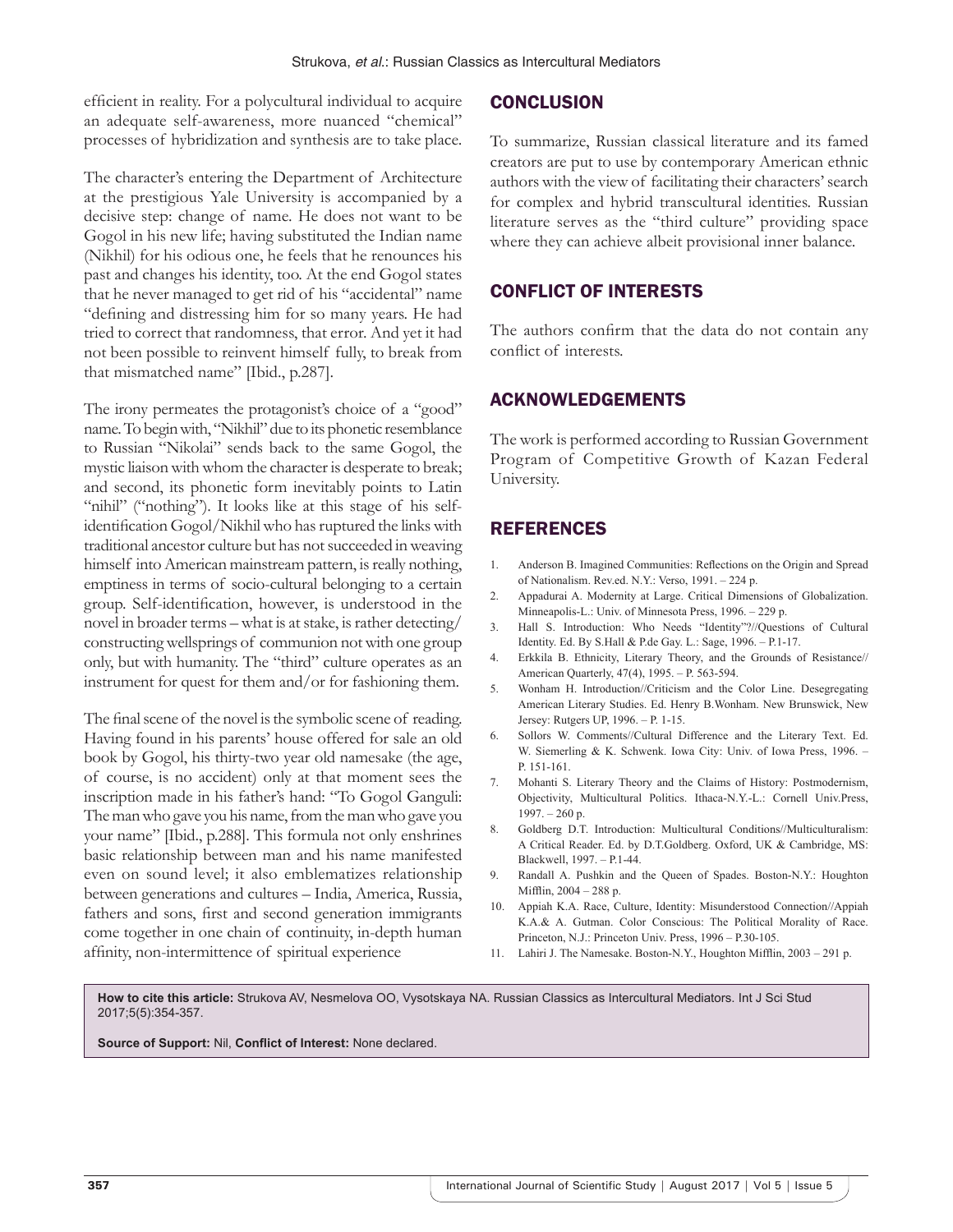efficient in reality. For a polycultural individual to acquire an adequate self-awareness, more nuanced "chemical" processes of hybridization and synthesis are to take place.

The character's entering the Department of Architecture at the prestigious Yale University is accompanied by a decisive step: change of name. He does not want to be Gogol in his new life; having substituted the Indian name (Nikhil) for his odious one, he feels that he renounces his past and changes his identity, too. At the end Gogol states that he never managed to get rid of his "accidental" name "defining and distressing him for so many years. He had tried to correct that randomness, that error. And yet it had not been possible to reinvent himself fully, to break from that mismatched name" [Ibid., p.287].

The irony permeates the protagonist's choice of a "good" name. To begin with, "Nikhil" due to its phonetic resemblance to Russian "Nikolai" sends back to the same Gogol, the mystic liaison with whom the character is desperate to break; and second, its phonetic form inevitably points to Latin "nihil" ("nothing"). It looks like at this stage of his self-identification Gogol/Nikhil who has ruptured the links with traditional ancestor culture but has not succeeded in weaving himself into American mainstream pattern, is really nothing, emptiness in terms of socio-cultural belonging to a certain group. Self-identification, however, is understood in the novel in broader terms – what is at stake, is rather detecting/constructing wellsprings of communion not with one group only, but with humanity. The "third" culture operates as an instrument for quest for them and/or for fashioning them.

The final scene of the novel is the symbolic scene of reading. Having found in his parents' house offered for sale an old book by Gogol, his thirty-two year old namesake (the age, of course, is no accident) only at that moment sees the inscription made in his father's hand: "To Gogol Ganguli: The man who gave you his name, from the man who gave you your name" [Ibid., p.288]. This formula not only enshrines basic relationship between man and his name manifested even on sound level; it also emblematizes relationship between generations and cultures – India, America, Russia, fathers and sons, first and second generation immigrants come together in one chain of continuity, in-depth human affinity, non-intermittence of spiritual experience

## CONCLUSION

To summarize, Russian classical literature and its famed creators are put to use by contemporary American ethnic authors with the view of facilitating their characters' search for complex and hybrid transcultural identities. Russian literature serves as the "third culture" providing space where they can achieve albeit provisional inner balance.

## CONFLICT OF INTERESTS

The authors confirm that the data do not contain any conflict of interests.

## ACKNOWLEDGEMENTS

The work is performed according to Russian Government Program of Competitive Growth of Kazan Federal University.

## REFERENCES

1. Anderson B. Imagined Communities: Reflections on the Origin and Spread of Nationalism. Rev.ed. N.Y.: Verso, 1991. – 224 p.
2. Appadurai A. Modernity at Large. Critical Dimensions of Globalization. Minneapolis-L.: Univ. of Minnesota Press, 1996. – 229 p.
3. Hall S. Introduction: Who Needs "Identity"?//Questions of Cultural Identity. Ed. By S.Hall & P.de Gay. L.: Sage, 1996. – P.1-17.
4. Erkkila B. Ethnicity, Literary Theory, and the Grounds of Resistance// American Quarterly, 47(4), 1995. – P. 563-594.
5. Wonham H. Introduction//Criticism and the Color Line. Desegregating American Literary Studies. Ed. Henry B.Wonham. New Brunswick, New Jersey: Rutgers UP, 1996. – P. 1-15.
6. Sollors W. Comments//Cultural Difference and the Literary Text. Ed. W. Siemerling & K. Schwenk. Iowa City: Univ. of Iowa Press, 1996. – P. 151-161.
7. Mohanti S. Literary Theory and the Claims of History: Postmodernism, Objectivity, Multicultural Politics. Ithaca-N.Y.-L.: Cornell Univ.Press, 1997. – 260 p.
8. Goldberg D.T. Introduction: Multicultural Conditions//Multiculturalism: A Critical Reader. Ed. by D.T.Goldberg. Oxford, UK & Cambridge, MS: Blackwell, 1997. – P.1-44.
9. Randall A. Pushkin and the Queen of Spades. Boston-N.Y.: Houghton Mifflin, 2004 – 288 p.
10. Appiah K.A. Race, Culture, Identity: Misunderstood Connection//Appiah K.A.& A. Gutman. Color Conscious: The Political Morality of Race. Princeton, N.J.: Princeton Univ. Press, 1996 – P.30-105.
11. Lahiri J. The Namesake. Boston-N.Y., Houghton Mifflin, 2003 – 291 p.

**How to cite this article:** Strukova AV, Nesmelova OO, Vysotskaya NA. Russian Classics as Intercultural Mediators. Int J Sci Stud 2017;5(5):354-357.

**Source of Support:** Nil, **Conflict of Interest:** None declared.